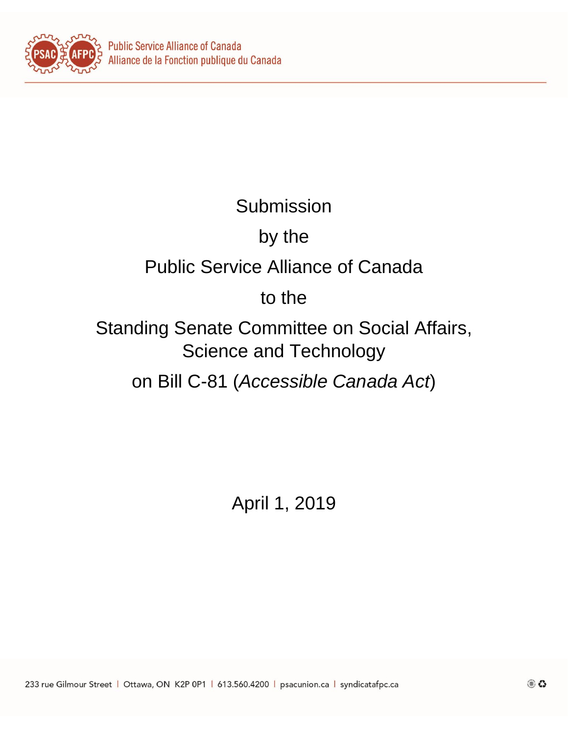Public Service Alliance of Canada
Alliance de la Fonction publique du Canada

# Submission

# by the

# Public Service Alliance of Canada

# to the

# Standing Senate Committee on Social Affairs, Science and Technology

# on Bill C-81 (*Accessible Canada Act*)

April 1, 2019

233 rue Gilmour Street | Ottawa, ON K2P 0P1 | 613.560.4200 | psacunion.ca | syndicatafpc.ca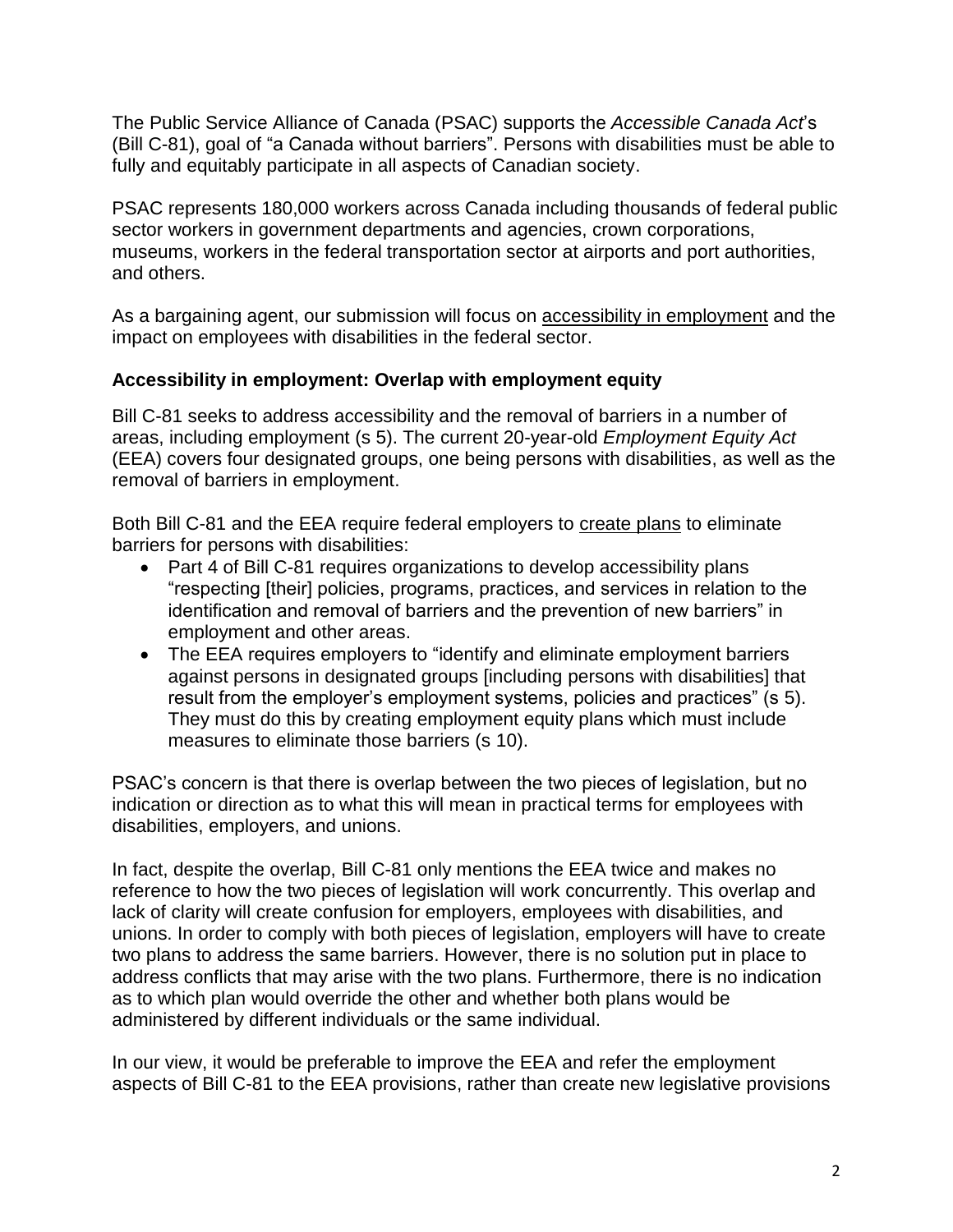The Public Service Alliance of Canada (PSAC) supports the *Accessible Canada Act*'s (Bill C-81), goal of "a Canada without barriers". Persons with disabilities must be able to fully and equitably participate in all aspects of Canadian society.

PSAC represents 180,000 workers across Canada including thousands of federal public sector workers in government departments and agencies, crown corporations, museums, workers in the federal transportation sector at airports and port authorities, and others.

As a bargaining agent, our submission will focus on <u>accessibility in employment</u> and the impact on employees with disabilities in the federal sector.

### Accessibility in employment: Overlap with employment equity

Bill C-81 seeks to address accessibility and the removal of barriers in a number of areas, including employment (s 5). The current 20-year-old *Employment Equity Act* (EEA) covers four designated groups, one being persons with disabilities, as well as the removal of barriers in employment.

Both Bill C-81 and the EEA require federal employers to <u>create plans</u> to eliminate barriers for persons with disabilities:

- Part 4 of Bill C-81 requires organizations to develop accessibility plans "respecting [their] policies, programs, practices, and services in relation to the identification and removal of barriers and the prevention of new barriers" in employment and other areas.
- The EEA requires employers to "identify and eliminate employment barriers against persons in designated groups [including persons with disabilities] that result from the employer's employment systems, policies and practices" (s 5). They must do this by creating employment equity plans which must include measures to eliminate those barriers (s 10).

PSAC's concern is that there is overlap between the two pieces of legislation, but no indication or direction as to what this will mean in practical terms for employees with disabilities, employers, and unions.

In fact, despite the overlap, Bill C-81 only mentions the EEA twice and makes no reference to how the two pieces of legislation will work concurrently. This overlap and lack of clarity will create confusion for employers, employees with disabilities, and unions. In order to comply with both pieces of legislation, employers will have to create two plans to address the same barriers. However, there is no solution put in place to address conflicts that may arise with the two plans. Furthermore, there is no indication as to which plan would override the other and whether both plans would be administered by different individuals or the same individual.

In our view, it would be preferable to improve the EEA and refer the employment aspects of Bill C-81 to the EEA provisions, rather than create new legislative provisions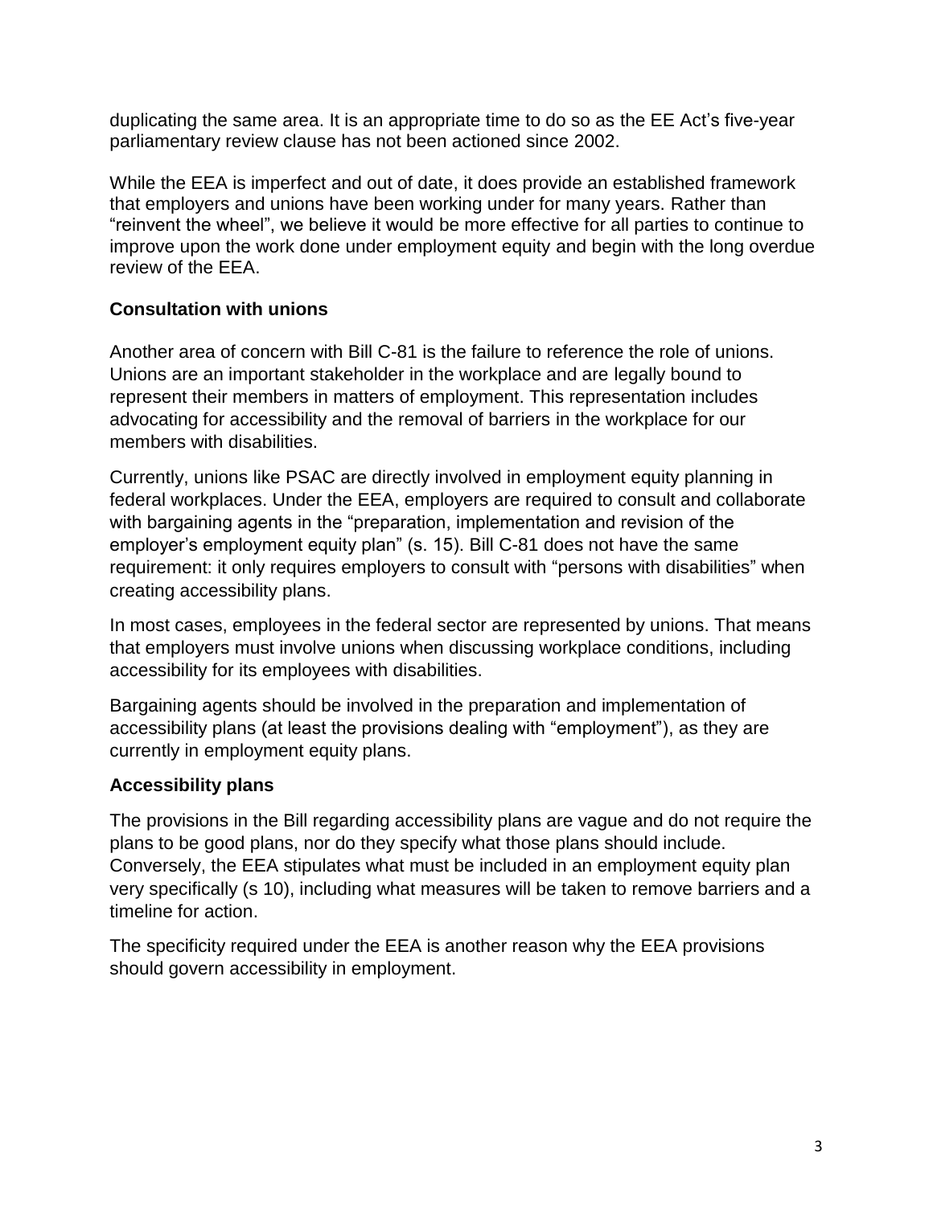duplicating the same area. It is an appropriate time to do so as the EE Act's five-year parliamentary review clause has not been actioned since 2002.

While the EEA is imperfect and out of date, it does provide an established framework that employers and unions have been working under for many years. Rather than "reinvent the wheel", we believe it would be more effective for all parties to continue to improve upon the work done under employment equity and begin with the long overdue review of the EEA.

## Consultation with unions

Another area of concern with Bill C-81 is the failure to reference the role of unions. Unions are an important stakeholder in the workplace and are legally bound to represent their members in matters of employment. This representation includes advocating for accessibility and the removal of barriers in the workplace for our members with disabilities.

Currently, unions like PSAC are directly involved in employment equity planning in federal workplaces. Under the EEA, employers are required to consult and collaborate with bargaining agents in the "preparation, implementation and revision of the employer's employment equity plan" (s. 15). Bill C-81 does not have the same requirement: it only requires employers to consult with "persons with disabilities" when creating accessibility plans.

In most cases, employees in the federal sector are represented by unions. That means that employers must involve unions when discussing workplace conditions, including accessibility for its employees with disabilities.

Bargaining agents should be involved in the preparation and implementation of accessibility plans (at least the provisions dealing with "employment"), as they are currently in employment equity plans.

## Accessibility plans

The provisions in the Bill regarding accessibility plans are vague and do not require the plans to be good plans, nor do they specify what those plans should include. Conversely, the EEA stipulates what must be included in an employment equity plan very specifically (s 10), including what measures will be taken to remove barriers and a timeline for action.

The specificity required under the EEA is another reason why the EEA provisions should govern accessibility in employment.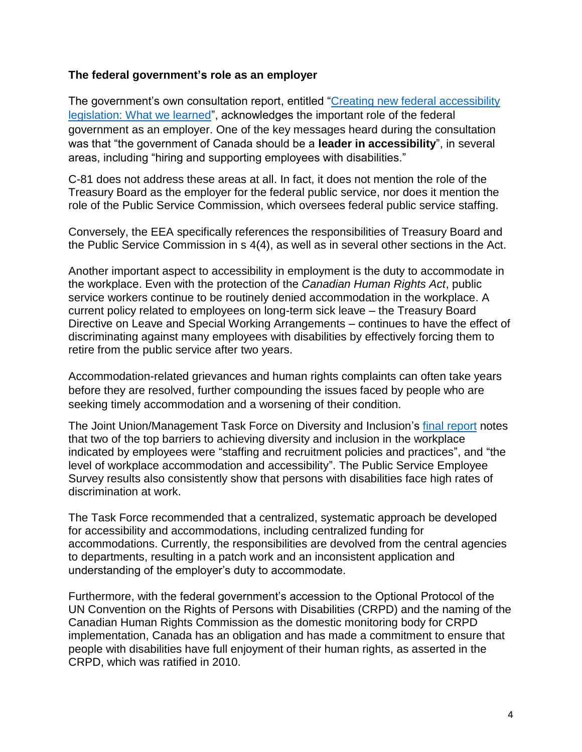**The federal government's role as an employer**

The government's own consultation report, entitled "[Creating new federal accessibility legislation: What we learned](#)", acknowledges the important role of the federal government as an employer. One of the key messages heard during the consultation was that "the government of Canada should be a **leader in accessibility**", in several areas, including "hiring and supporting employees with disabilities."

C-81 does not address these areas at all. In fact, it does not mention the role of the Treasury Board as the employer for the federal public service, nor does it mention the role of the Public Service Commission, which oversees federal public service staffing.

Conversely, the EEA specifically references the responsibilities of Treasury Board and the Public Service Commission in s 4(4), as well as in several other sections in the Act.

Another important aspect to accessibility in employment is the duty to accommodate in the workplace. Even with the protection of the *Canadian Human Rights Act*, public service workers continue to be routinely denied accommodation in the workplace. A current policy related to employees on long-term sick leave – the Treasury Board Directive on Leave and Special Working Arrangements – continues to have the effect of discriminating against many employees with disabilities by effectively forcing them to retire from the public service after two years.

Accommodation-related grievances and human rights complaints can often take years before they are resolved, further compounding the issues faced by people who are seeking timely accommodation and a worsening of their condition.

The Joint Union/Management Task Force on Diversity and Inclusion's [final report](#) notes that two of the top barriers to achieving diversity and inclusion in the workplace indicated by employees were "staffing and recruitment policies and practices", and "the level of workplace accommodation and accessibility". The Public Service Employee Survey results also consistently show that persons with disabilities face high rates of discrimination at work.

The Task Force recommended that a centralized, systematic approach be developed for accessibility and accommodations, including centralized funding for accommodations. Currently, the responsibilities are devolved from the central agencies to departments, resulting in a patch work and an inconsistent application and understanding of the employer's duty to accommodate.

Furthermore, with the federal government's accession to the Optional Protocol of the UN Convention on the Rights of Persons with Disabilities (CRPD) and the naming of the Canadian Human Rights Commission as the domestic monitoring body for CRPD implementation, Canada has an obligation and has made a commitment to ensure that people with disabilities have full enjoyment of their human rights, as asserted in the CRPD, which was ratified in 2010.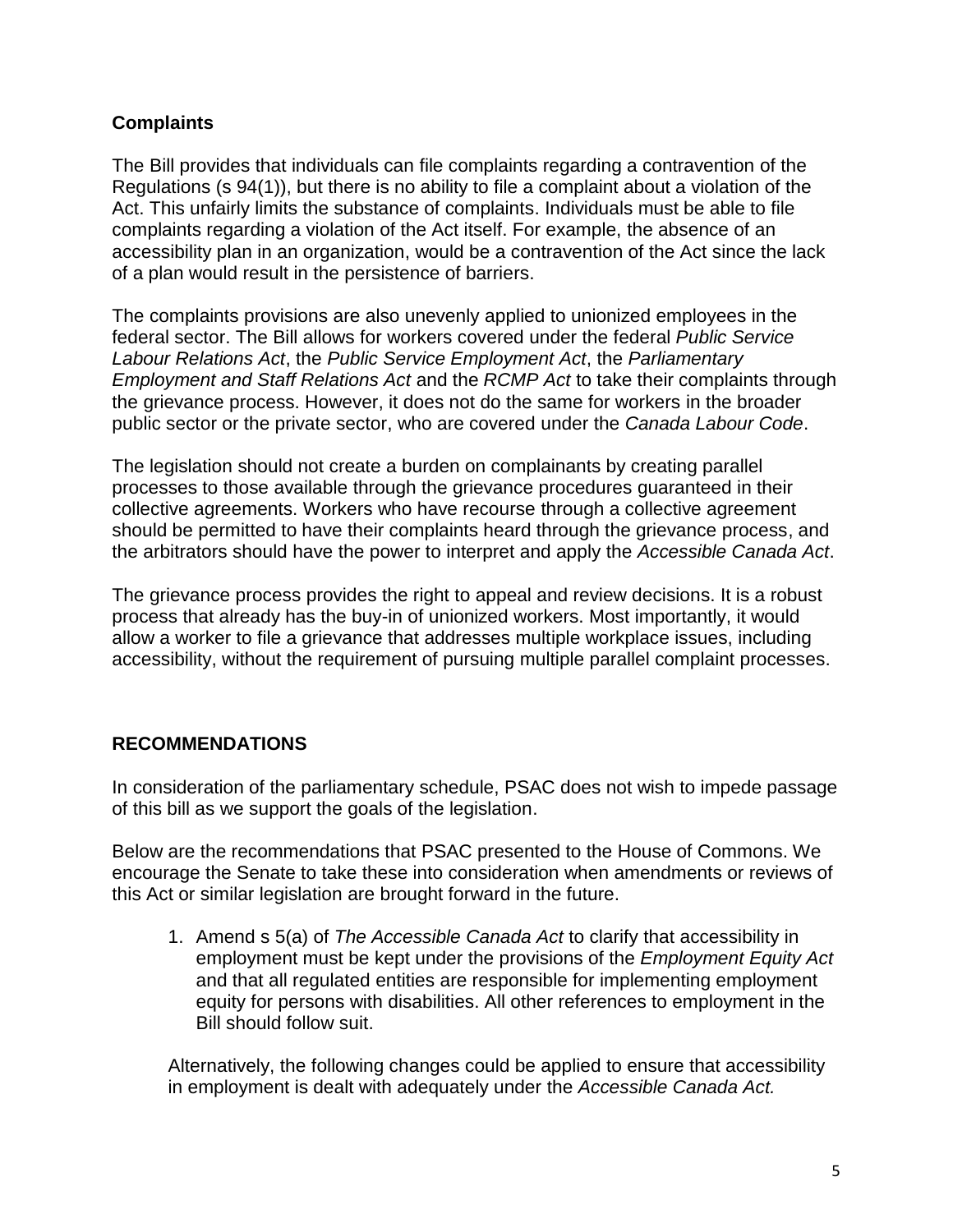## Complaints

The Bill provides that individuals can file complaints regarding a contravention of the Regulations (s 94(1)), but there is no ability to file a complaint about a violation of the Act. This unfairly limits the substance of complaints. Individuals must be able to file complaints regarding a violation of the Act itself. For example, the absence of an accessibility plan in an organization, would be a contravention of the Act since the lack of a plan would result in the persistence of barriers.

The complaints provisions are also unevenly applied to unionized employees in the federal sector. The Bill allows for workers covered under the federal *Public Service Labour Relations Act*, the *Public Service Employment Act*, the *Parliamentary Employment and Staff Relations Act* and the *RCMP Act* to take their complaints through the grievance process. However, it does not do the same for workers in the broader public sector or the private sector, who are covered under the *Canada Labour Code*.

The legislation should not create a burden on complainants by creating parallel processes to those available through the grievance procedures guaranteed in their collective agreements. Workers who have recourse through a collective agreement should be permitted to have their complaints heard through the grievance process, and the arbitrators should have the power to interpret and apply the *Accessible Canada Act*.

The grievance process provides the right to appeal and review decisions. It is a robust process that already has the buy-in of unionized workers. Most importantly, it would allow a worker to file a grievance that addresses multiple workplace issues, including accessibility, without the requirement of pursuing multiple parallel complaint processes.

## RECOMMENDATIONS

In consideration of the parliamentary schedule, PSAC does not wish to impede passage of this bill as we support the goals of the legislation.

Below are the recommendations that PSAC presented to the House of Commons. We encourage the Senate to take these into consideration when amendments or reviews of this Act or similar legislation are brought forward in the future.

1. Amend s 5(a) of *The Accessible Canada Act* to clarify that accessibility in employment must be kept under the provisions of the *Employment Equity Act* and that all regulated entities are responsible for implementing employment equity for persons with disabilities. All other references to employment in the Bill should follow suit.

   Alternatively, the following changes could be applied to ensure that accessibility in employment is dealt with adequately under the *Accessible Canada Act.*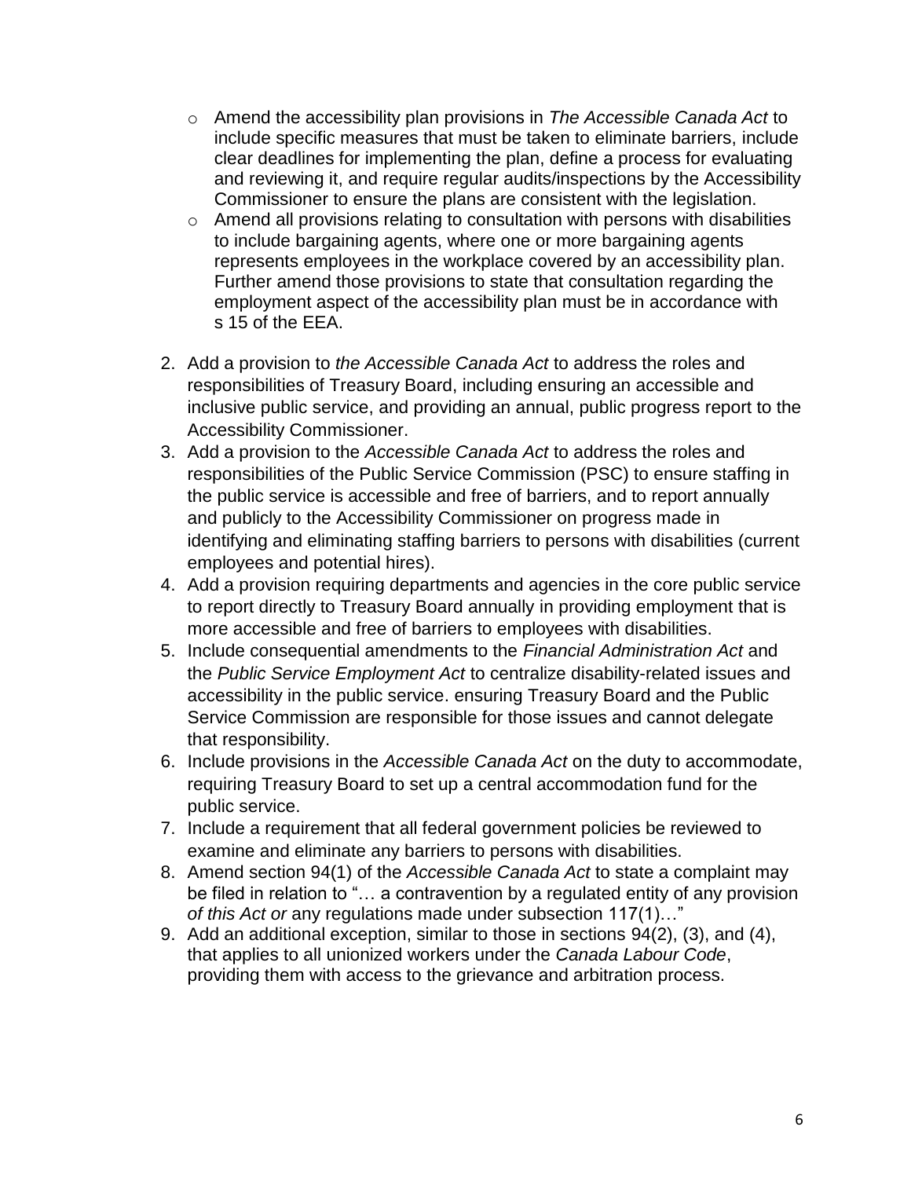- Amend the accessibility plan provisions in *The Accessible Canada Act* to include specific measures that must be taken to eliminate barriers, include clear deadlines for implementing the plan, define a process for evaluating and reviewing it, and require regular audits/inspections by the Accessibility Commissioner to ensure the plans are consistent with the legislation.
- Amend all provisions relating to consultation with persons with disabilities to include bargaining agents, where one or more bargaining agents represents employees in the workplace covered by an accessibility plan. Further amend those provisions to state that consultation regarding the employment aspect of the accessibility plan must be in accordance with s 15 of the EEA.

2. Add a provision to *the Accessible Canada Act* to address the roles and responsibilities of Treasury Board, including ensuring an accessible and inclusive public service, and providing an annual, public progress report to the Accessibility Commissioner.
3. Add a provision to the *Accessible Canada Act* to address the roles and responsibilities of the Public Service Commission (PSC) to ensure staffing in the public service is accessible and free of barriers, and to report annually and publicly to the Accessibility Commissioner on progress made in identifying and eliminating staffing barriers to persons with disabilities (current employees and potential hires).
4. Add a provision requiring departments and agencies in the core public service to report directly to Treasury Board annually in providing employment that is more accessible and free of barriers to employees with disabilities.
5. Include consequential amendments to the *Financial Administration Act* and the *Public Service Employment Act* to centralize disability-related issues and accessibility in the public service. ensuring Treasury Board and the Public Service Commission are responsible for those issues and cannot delegate that responsibility.
6. Include provisions in the *Accessible Canada Act* on the duty to accommodate, requiring Treasury Board to set up a central accommodation fund for the public service.
7. Include a requirement that all federal government policies be reviewed to examine and eliminate any barriers to persons with disabilities.
8. Amend section 94(1) of the *Accessible Canada Act* to state a complaint may be filed in relation to "… a contravention by a regulated entity of any provision *of this Act or* any regulations made under subsection 117(1)…"
9. Add an additional exception, similar to those in sections 94(2), (3), and (4), that applies to all unionized workers under the *Canada Labour Code*, providing them with access to the grievance and arbitration process.